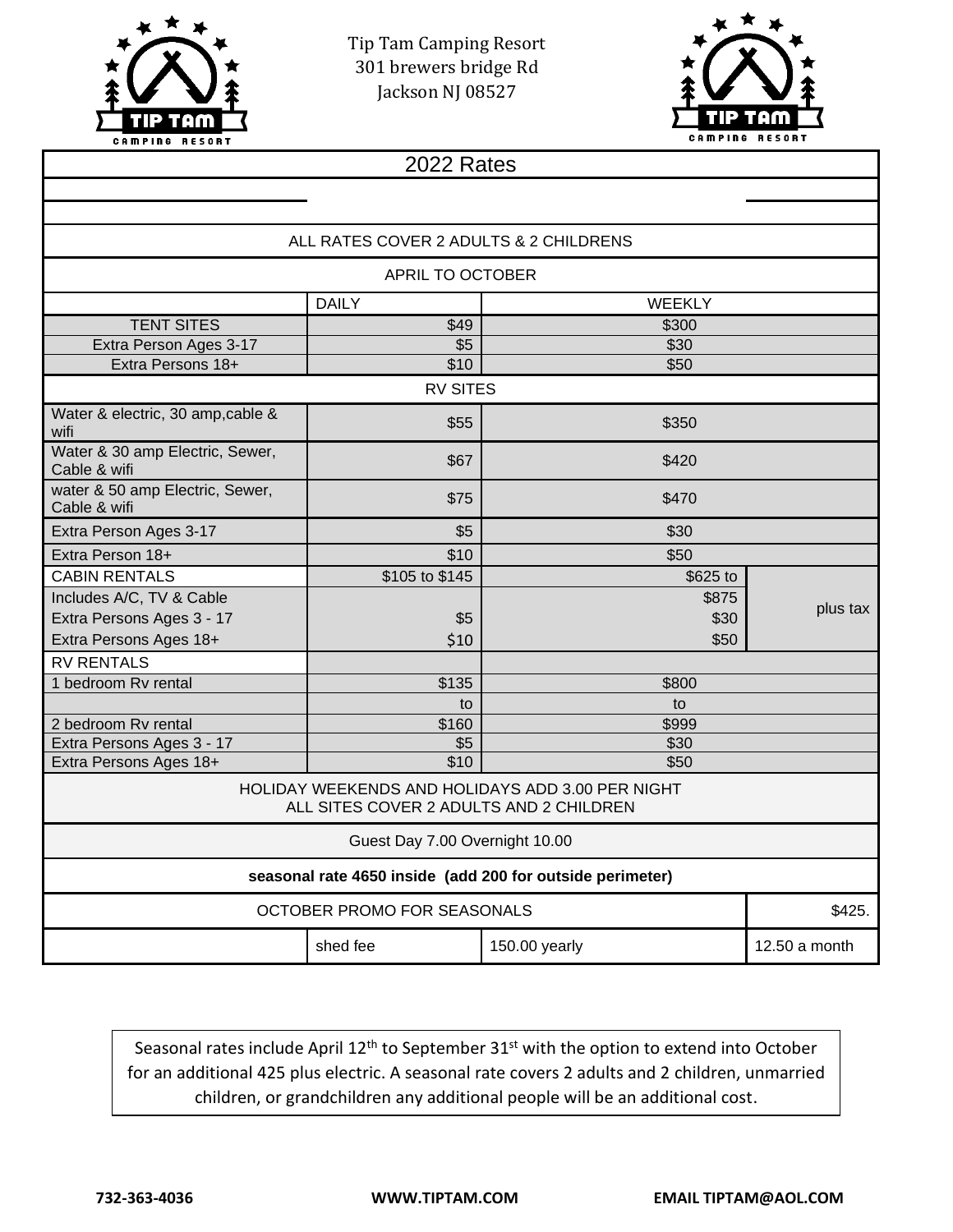Tip Tam Camping Resort
301 brewers bridge Rd
Jackson NJ 08527

## 2022 Rates

| | | | |
|---|---|---|---|
| ALL RATES COVER 2 ADULTS & 2 CHILDRENS | | | |
| APRIL TO OCTOBER | | | |
| | DAILY | WEEKLY | |
| TENT SITES | $49 | $300 | |
| Extra Person Ages 3-17 | $5 | $30 | |
| Extra Persons 18+ | $10 | $50 | |
| RV SITES | | | |
| Water & electric, 30 amp,cable & wifi | $55 | $350 | |
| Water & 30 amp Electric, Sewer, Cable & wifi | $67 | $420 | |
| water & 50 amp Electric, Sewer, Cable & wifi | $75 | $470 | |
| Extra Person Ages 3-17 | $5 | $30 | |
| Extra Person 18+ | $10 | $50 | |
| CABIN RENTALS | $105 to $145 | $625 to | plus tax |
| Includes A/C, TV & Cable | | $875 | |
| Extra Persons Ages 3 - 17 | $5 | $30 | |
| Extra Persons Ages 18+ | $10 | $50 | |
| RV RENTALS | | | |
| 1 bedroom Rv rental | $135 | $800 | |
| | to | to | |
| 2 bedroom Rv rental | $160 | $999 | |
| Extra Persons Ages 3 - 17 | $5 | $30 | |
| Extra Persons Ages 18+ | $10 | $50 | |
| HOLIDAY WEEKENDS AND HOLIDAYS ADD 3.00 PER NIGHT ALL SITES COVER 2 ADULTS AND 2 CHILDREN | | | |
| Guest Day 7.00 Overnight 10.00 | | | |
| **seasonal rate 4650 inside (add 200 for outside perimeter)** | | | |
| OCTOBER PROMO FOR SEASONALS | | | $425. |
| | shed fee | 150.00 yearly | 12.50 a month |

Seasonal rates include April 12th to September 31st with the option to extend into October for an additional 425 plus electric. A seasonal rate covers 2 adults and 2 children, unmarried children, or grandchildren any additional people will be an additional cost.

**732-363-4036** **WWW.TIPTAM.COM** **EMAIL TIPTAM@AOL.COM**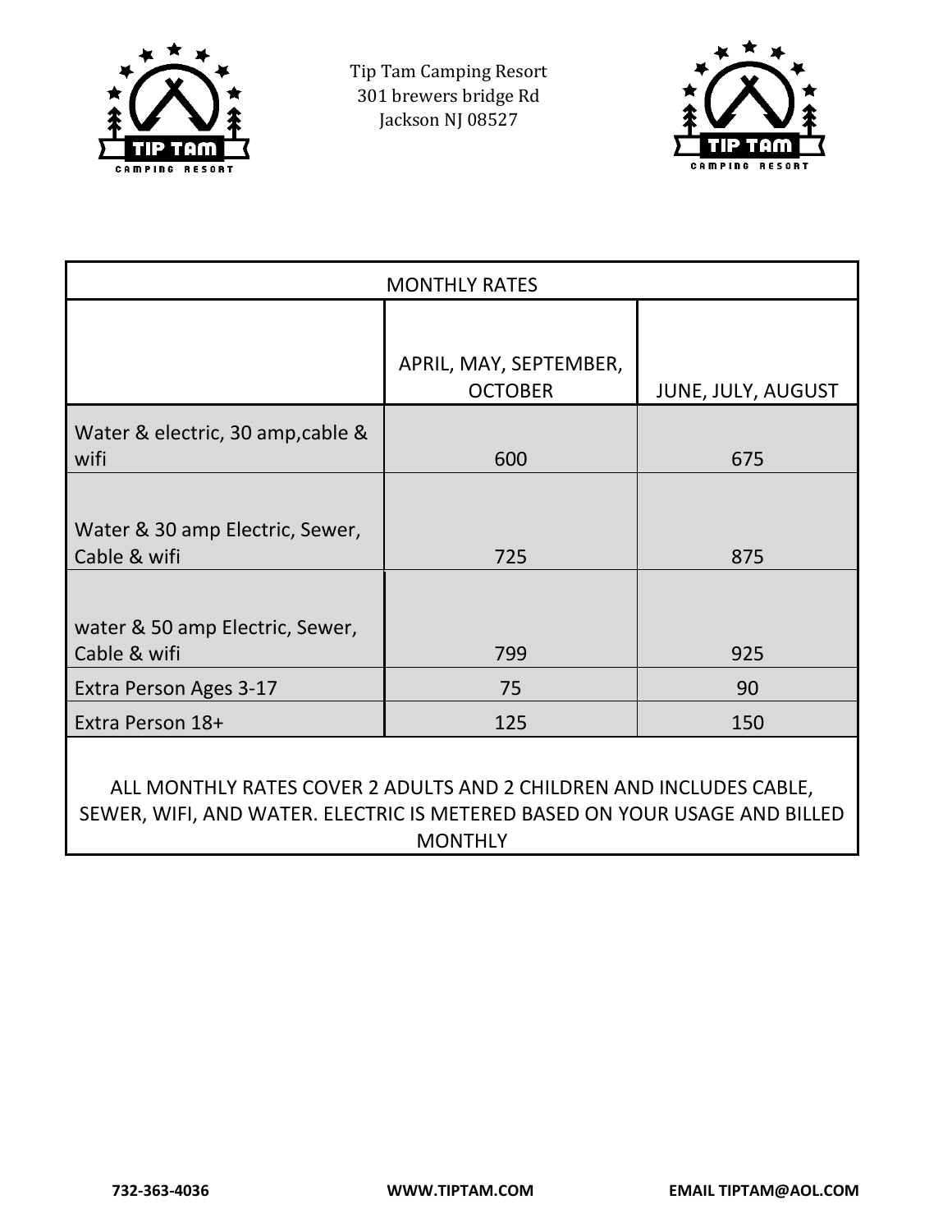Tip Tam Camping Resort
301 brewers bridge Rd
Jackson NJ 08527

| MONTHLY RATES | | |
|---|---|---|
| | APRIL, MAY, SEPTEMBER, OCTOBER | JUNE, JULY, AUGUST |
| Water & electric, 30 amp,cable & wifi | 600 | 675 |
| Water & 30 amp Electric, Sewer, Cable & wifi | 725 | 875 |
| water & 50 amp Electric, Sewer, Cable & wifi | 799 | 925 |
| Extra Person Ages 3-17 | 75 | 90 |
| Extra Person 18+ | 125 | 150 |

ALL MONTHLY RATES COVER 2 ADULTS AND 2 CHILDREN AND INCLUDES CABLE, SEWER, WIFI, AND WATER. ELECTRIC IS METERED BASED ON YOUR USAGE AND BILLED MONTHLY

**732-363-4036** **WWW.TIPTAM.COM** **EMAIL TIPTAM@AOL.COM**